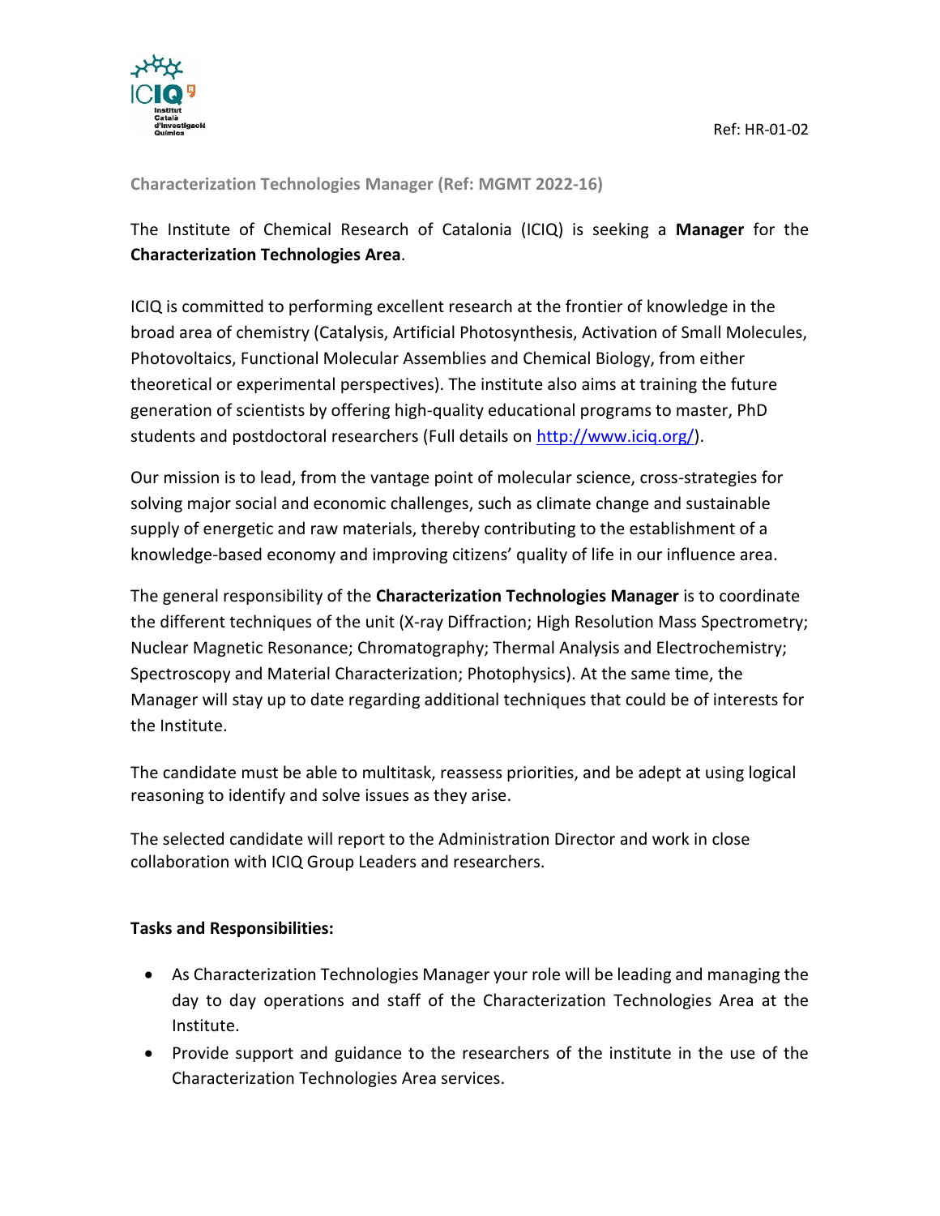Ref: HR-01-02

**Characterization Technologies Manager (Ref: MGMT 2022-16)**

The Institute of Chemical Research of Catalonia (ICIQ) is seeking a **Manager** for the **Characterization Technologies Area**.

ICIQ is committed to performing excellent research at the frontier of knowledge in the broad area of chemistry (Catalysis, Artificial Photosynthesis, Activation of Small Molecules, Photovoltaics, Functional Molecular Assemblies and Chemical Biology, from either theoretical or experimental perspectives). The institute also aims at training the future generation of scientists by offering high-quality educational programs to master, PhD students and postdoctoral researchers (Full details on [http://www.iciq.org/](http://www.iciq.org/)).

Our mission is to lead, from the vantage point of molecular science, cross-strategies for solving major social and economic challenges, such as climate change and sustainable supply of energetic and raw materials, thereby contributing to the establishment of a knowledge-based economy and improving citizens' quality of life in our influence area.

The general responsibility of the **Characterization Technologies Manager** is to coordinate the different techniques of the unit (X-ray Diffraction; High Resolution Mass Spectrometry; Nuclear Magnetic Resonance; Chromatography; Thermal Analysis and Electrochemistry; Spectroscopy and Material Characterization; Photophysics). At the same time, the Manager will stay up to date regarding additional techniques that could be of interests for the Institute.

The candidate must be able to multitask, reassess priorities, and be adept at using logical reasoning to identify and solve issues as they arise.

The selected candidate will report to the Administration Director and work in close collaboration with ICIQ Group Leaders and researchers.

**Tasks and Responsibilities:**

- As Characterization Technologies Manager your role will be leading and managing the day to day operations and staff of the Characterization Technologies Area at the Institute.
- Provide support and guidance to the researchers of the institute in the use of the Characterization Technologies Area services.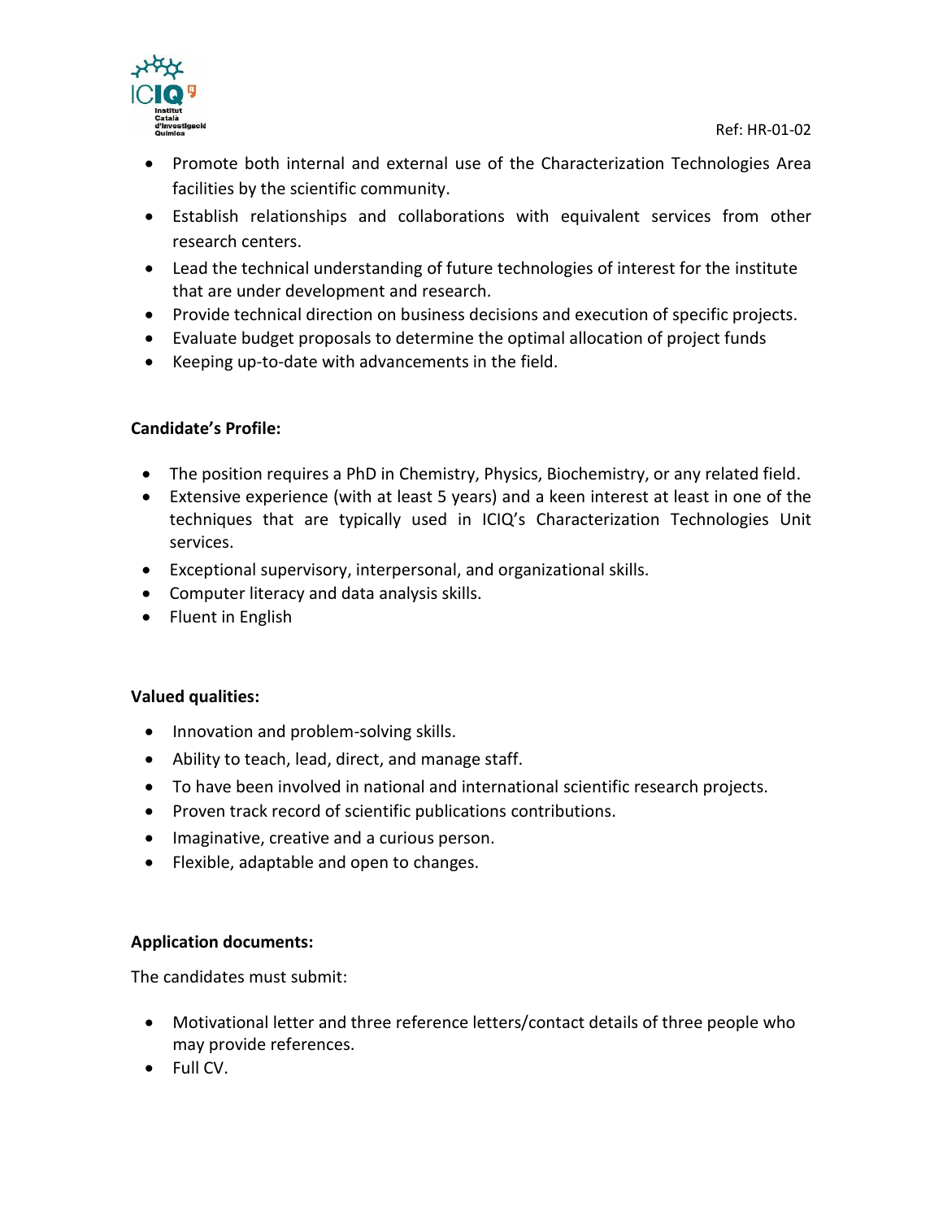- Promote both internal and external use of the Characterization Technologies Area facilities by the scientific community.
- Establish relationships and collaborations with equivalent services from other research centers.
- Lead the technical understanding of future technologies of interest for the institute that are under development and research.
- Provide technical direction on business decisions and execution of specific projects.
- Evaluate budget proposals to determine the optimal allocation of project funds
- Keeping up-to-date with advancements in the field.

**Candidate's Profile:**

- The position requires a PhD in Chemistry, Physics, Biochemistry, or any related field.
- Extensive experience (with at least 5 years) and a keen interest at least in one of the techniques that are typically used in ICIQ's Characterization Technologies Unit services.
- Exceptional supervisory, interpersonal, and organizational skills.
- Computer literacy and data analysis skills.
- Fluent in English

**Valued qualities:**

- Innovation and problem-solving skills.
- Ability to teach, lead, direct, and manage staff.
- To have been involved in national and international scientific research projects.
- Proven track record of scientific publications contributions.
- Imaginative, creative and a curious person.
- Flexible, adaptable and open to changes.

**Application documents:**

The candidates must submit:

- Motivational letter and three reference letters/contact details of three people who may provide references.
- Full CV.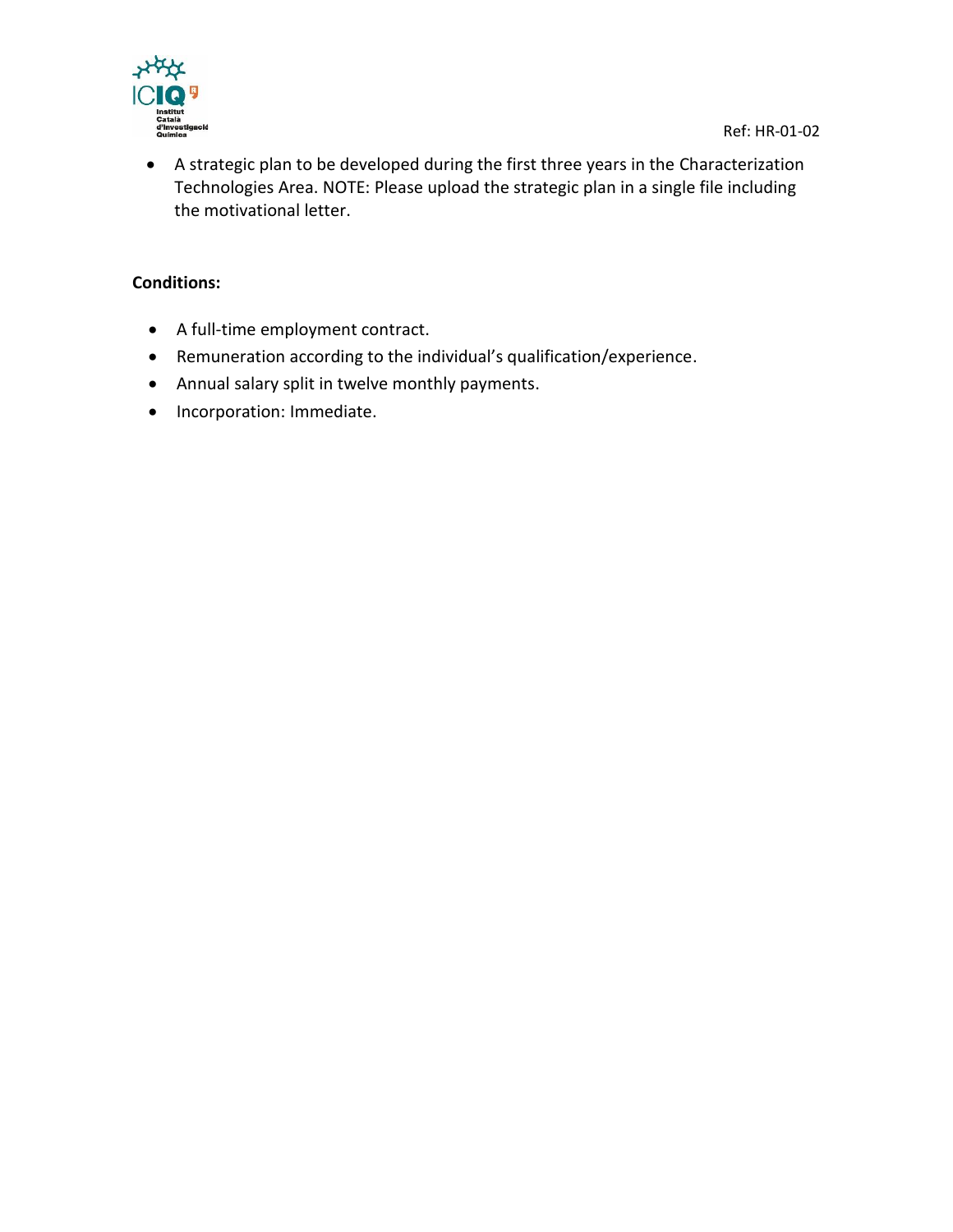- A strategic plan to be developed during the first three years in the Characterization Technologies Area. NOTE: Please upload the strategic plan in a single file including the motivational letter.

**Conditions:**

- A full-time employment contract.
- Remuneration according to the individual's qualification/experience.
- Annual salary split in twelve monthly payments.
- Incorporation: Immediate.